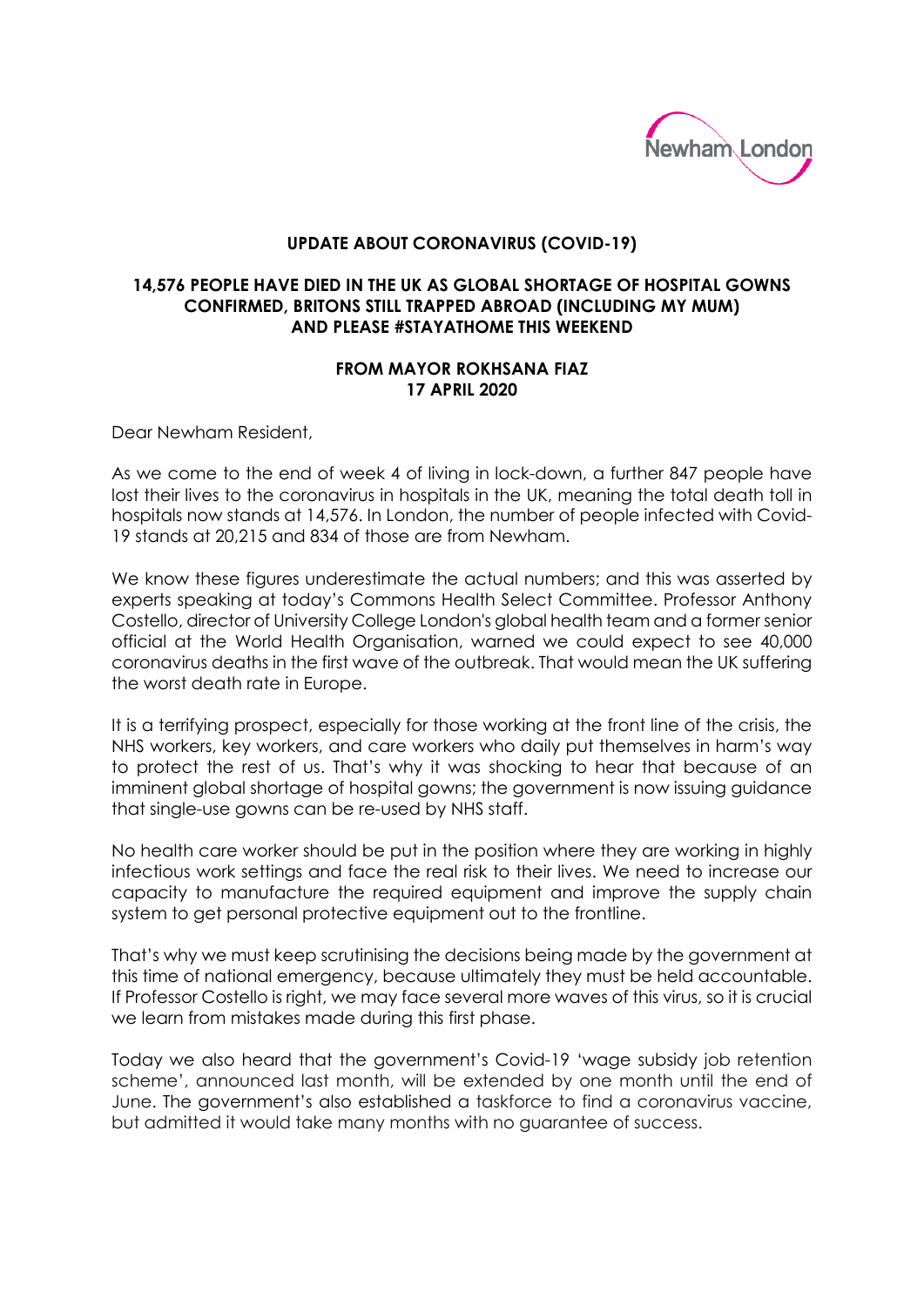Newham London

**UPDATE ABOUT CORONAVIRUS (COVID-19)**

**14,576 PEOPLE HAVE DIED IN THE UK AS GLOBAL SHORTAGE OF HOSPITAL GOWNS CONFIRMED, BRITONS STILL TRAPPED ABROAD (INCLUDING MY MUM) AND PLEASE #STAYATHOME THIS WEEKEND**

**FROM MAYOR ROKHSANA FIAZ**
**17 APRIL 2020**

Dear Newham Resident,

As we come to the end of week 4 of living in lock-down, a further 847 people have lost their lives to the coronavirus in hospitals in the UK, meaning the total death toll in hospitals now stands at 14,576. In London, the number of people infected with Covid-19 stands at 20,215 and 834 of those are from Newham.

We know these figures underestimate the actual numbers; and this was asserted by experts speaking at today's Commons Health Select Committee. Professor Anthony Costello, director of University College London's global health team and a former senior official at the World Health Organisation, warned we could expect to see 40,000 coronavirus deaths in the first wave of the outbreak. That would mean the UK suffering the worst death rate in Europe.

It is a terrifying prospect, especially for those working at the front line of the crisis, the NHS workers, key workers, and care workers who daily put themselves in harm's way to protect the rest of us. That's why it was shocking to hear that because of an imminent global shortage of hospital gowns; the government is now issuing guidance that single-use gowns can be re-used by NHS staff.

No health care worker should be put in the position where they are working in highly infectious work settings and face the real risk to their lives. We need to increase our capacity to manufacture the required equipment and improve the supply chain system to get personal protective equipment out to the frontline.

That's why we must keep scrutinising the decisions being made by the government at this time of national emergency, because ultimately they must be held accountable. If Professor Costello is right, we may face several more waves of this virus, so it is crucial we learn from mistakes made during this first phase.

Today we also heard that the government's Covid-19 'wage subsidy job retention scheme', announced last month, will be extended by one month until the end of June. The government's also established a taskforce to find a coronavirus vaccine, but admitted it would take many months with no guarantee of success.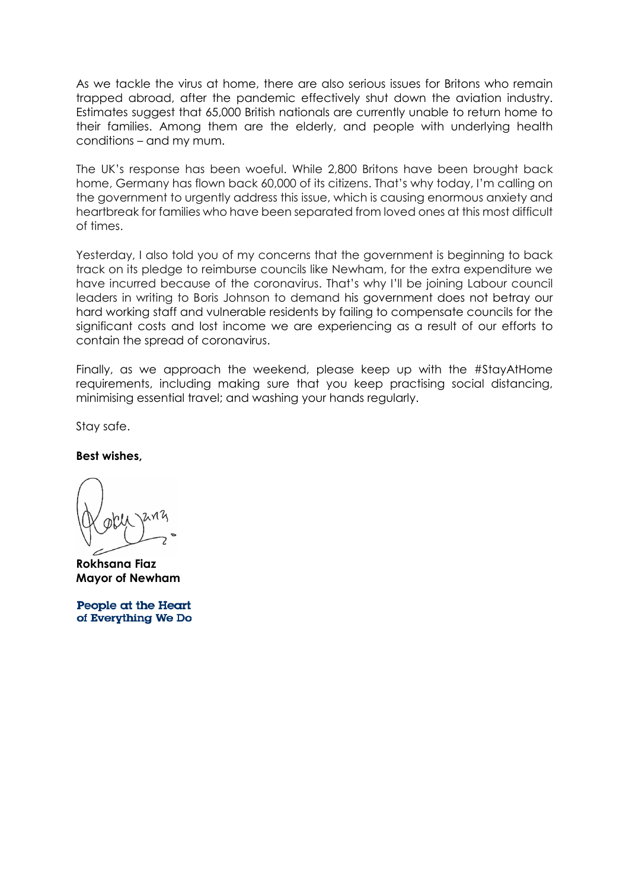As we tackle the virus at home, there are also serious issues for Britons who remain trapped abroad, after the pandemic effectively shut down the aviation industry. Estimates suggest that 65,000 British nationals are currently unable to return home to their families. Among them are the elderly, and people with underlying health conditions – and my mum.

The UK's response has been woeful. While 2,800 Britons have been brought back home, Germany has flown back 60,000 of its citizens. That's why today, I'm calling on the government to urgently address this issue, which is causing enormous anxiety and heartbreak for families who have been separated from loved ones at this most difficult of times.

Yesterday, I also told you of my concerns that the government is beginning to back track on its pledge to reimburse councils like Newham, for the extra expenditure we have incurred because of the coronavirus. That's why I'll be joining Labour council leaders in writing to Boris Johnson to demand his government does not betray our hard working staff and vulnerable residents by failing to compensate councils for the significant costs and lost income we are experiencing as a result of our efforts to contain the spread of coronavirus.

Finally, as we approach the weekend, please keep up with the #StayAtHome requirements, including making sure that you keep practising social distancing, minimising essential travel; and washing your hands regularly.

Stay safe.

**Best wishes,**

**Rokhsana Fiaz**
**Mayor of Newham**

**People at the Heart of Everything We Do**